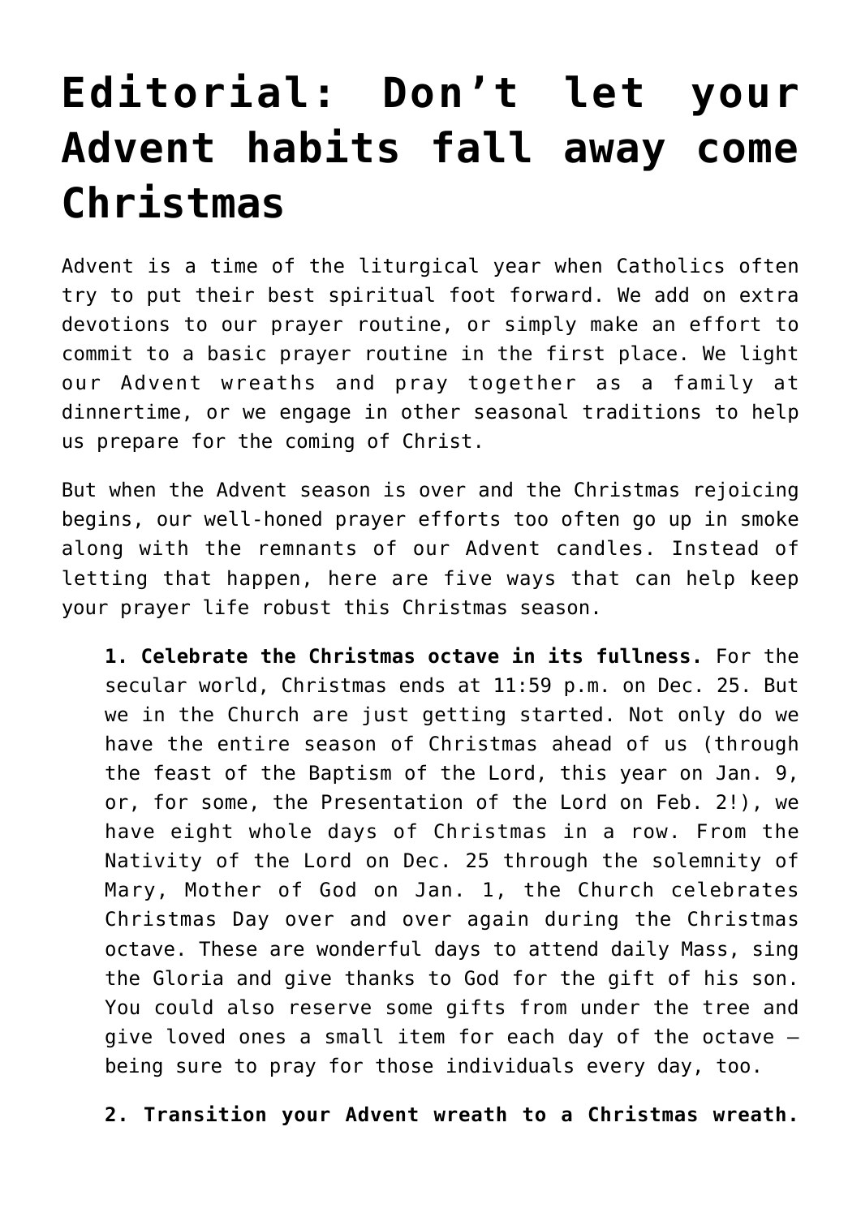# Editorial: Don't let your Advent habits fall away come Christmas

Advent is a time of the liturgical year when Catholics often try to put their best spiritual foot forward. We add on extra devotions to our prayer routine, or simply make an effort to commit to a basic prayer routine in the first place. We light our Advent wreaths and pray together as a family at dinnertime, or we engage in other seasonal traditions to help us prepare for the coming of Christ.

But when the Advent season is over and the Christmas rejoicing begins, our well-honed prayer efforts too often go up in smoke along with the remnants of our Advent candles. Instead of letting that happen, here are five ways that can help keep your prayer life robust this Christmas season.

**1. Celebrate the Christmas octave in its fullness.** For the secular world, Christmas ends at 11:59 p.m. on Dec. 25. But we in the Church are just getting started. Not only do we have the entire season of Christmas ahead of us (through the feast of the Baptism of the Lord, this year on Jan. 9, or, for some, the Presentation of the Lord on Feb. 2!), we have eight whole days of Christmas in a row. From the Nativity of the Lord on Dec. 25 through the solemnity of Mary, Mother of God on Jan. 1, the Church celebrates Christmas Day over and over again during the Christmas octave. These are wonderful days to attend daily Mass, sing the Gloria and give thanks to God for the gift of his son. You could also reserve some gifts from under the tree and give loved ones a small item for each day of the octave — being sure to pray for those individuals every day, too.

**2. Transition your Advent wreath to a Christmas wreath.**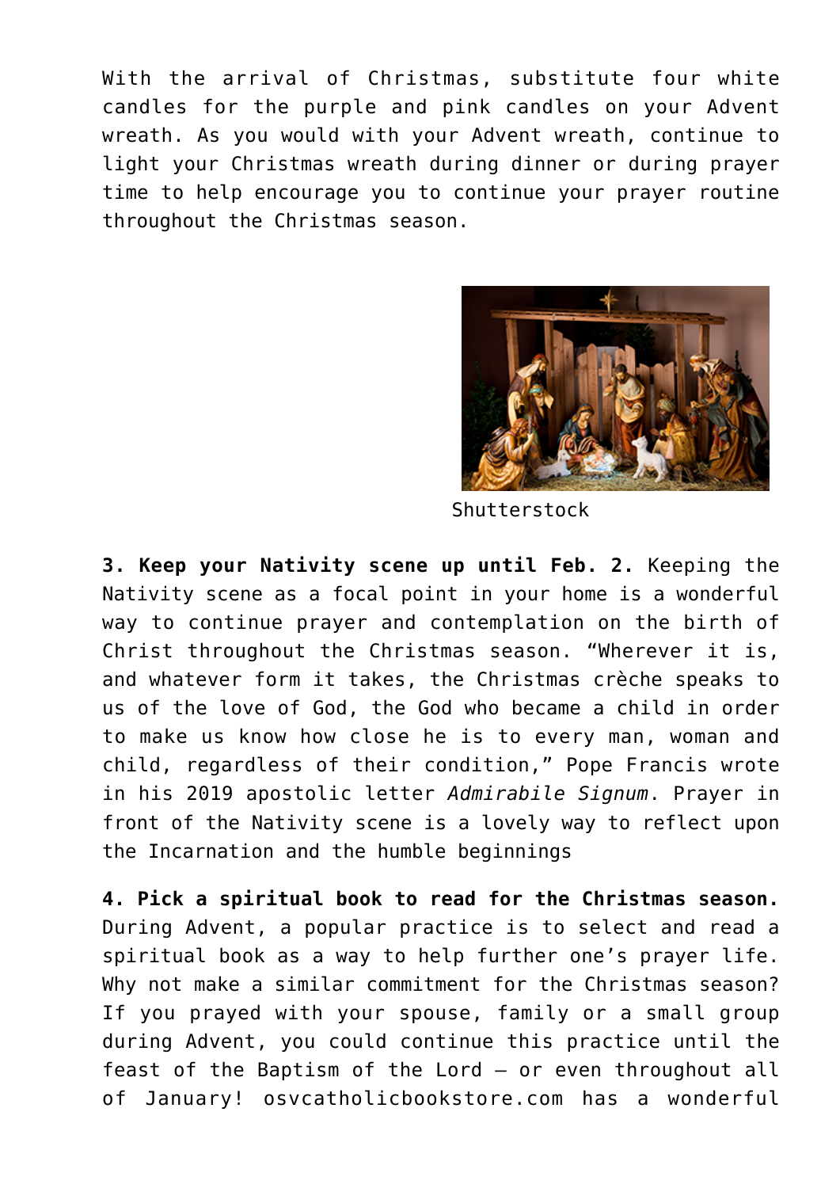With the arrival of Christmas, substitute four white candles for the purple and pink candles on your Advent wreath. As you would with your Advent wreath, continue to light your Christmas wreath during dinner or during prayer time to help encourage you to continue your prayer routine throughout the Christmas season.

Shutterstock

**3. Keep your Nativity scene up until Feb. 2.** Keeping the Nativity scene as a focal point in your home is a wonderful way to continue prayer and contemplation on the birth of Christ throughout the Christmas season. "Wherever it is, and whatever form it takes, the Christmas crèche speaks to us of the love of God, the God who became a child in order to make us know how close he is to every man, woman and child, regardless of their condition," Pope Francis wrote in his 2019 apostolic letter *Admirabile Signum*. Prayer in front of the Nativity scene is a lovely way to reflect upon the Incarnation and the humble beginnings

**4. Pick a spiritual book to read for the Christmas season.** During Advent, a popular practice is to select and read a spiritual book as a way to help further one's prayer life. Why not make a similar commitment for the Christmas season? If you prayed with your spouse, family or a small group during Advent, you could continue this practice until the feast of the Baptism of the Lord — or even throughout all of January! osvcatholicbookstore.com has a wonderful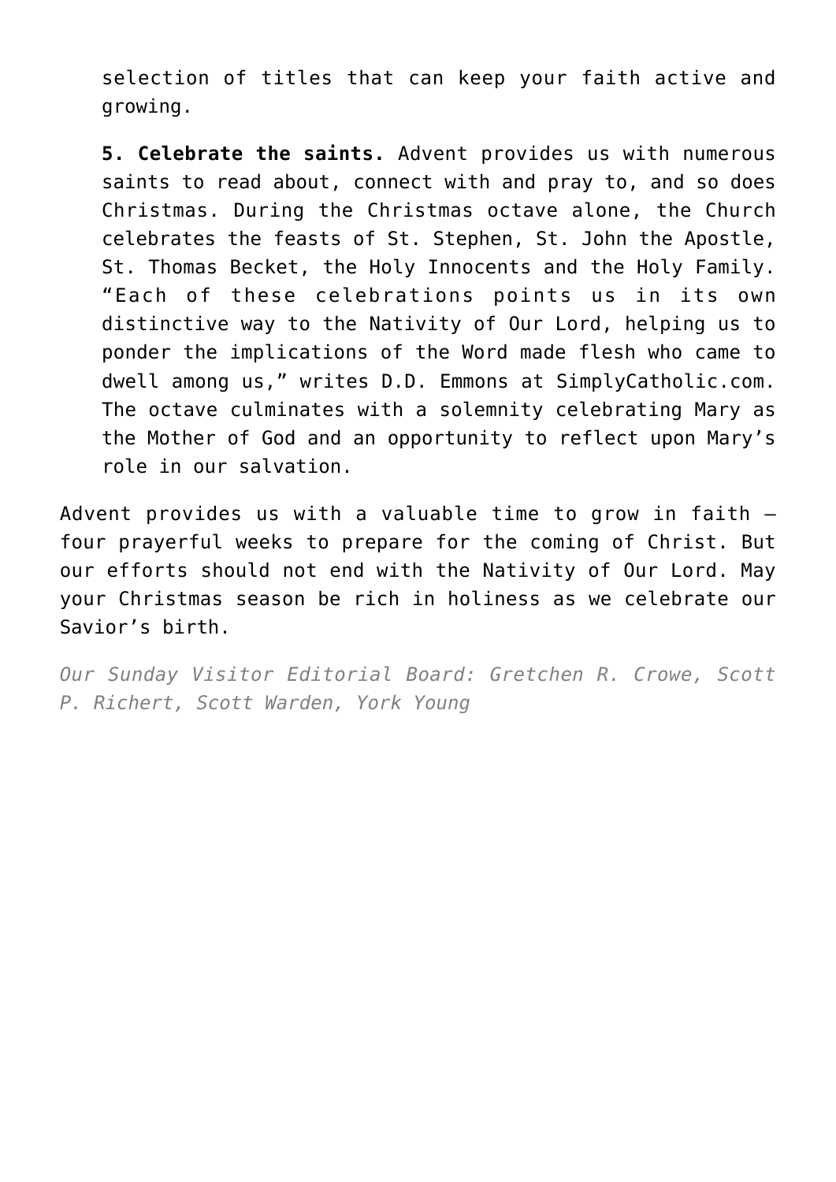selection of titles that can keep your faith active and growing.

**5. Celebrate the saints.** Advent provides us with numerous saints to read about, connect with and pray to, and so does Christmas. During the Christmas octave alone, the Church celebrates the feasts of St. Stephen, St. John the Apostle, St. Thomas Becket, the Holy Innocents and the Holy Family. "Each of these celebrations points us in its own distinctive way to the Nativity of Our Lord, helping us to ponder the implications of the Word made flesh who came to dwell among us," writes D.D. Emmons at SimplyCatholic.com. The octave culminates with a solemnity celebrating Mary as the Mother of God and an opportunity to reflect upon Mary's role in our salvation.

Advent provides us with a valuable time to grow in faith — four prayerful weeks to prepare for the coming of Christ. But our efforts should not end with the Nativity of Our Lord. May your Christmas season be rich in holiness as we celebrate our Savior's birth.

*Our Sunday Visitor Editorial Board: Gretchen R. Crowe, Scott P. Richert, Scott Warden, York Young*